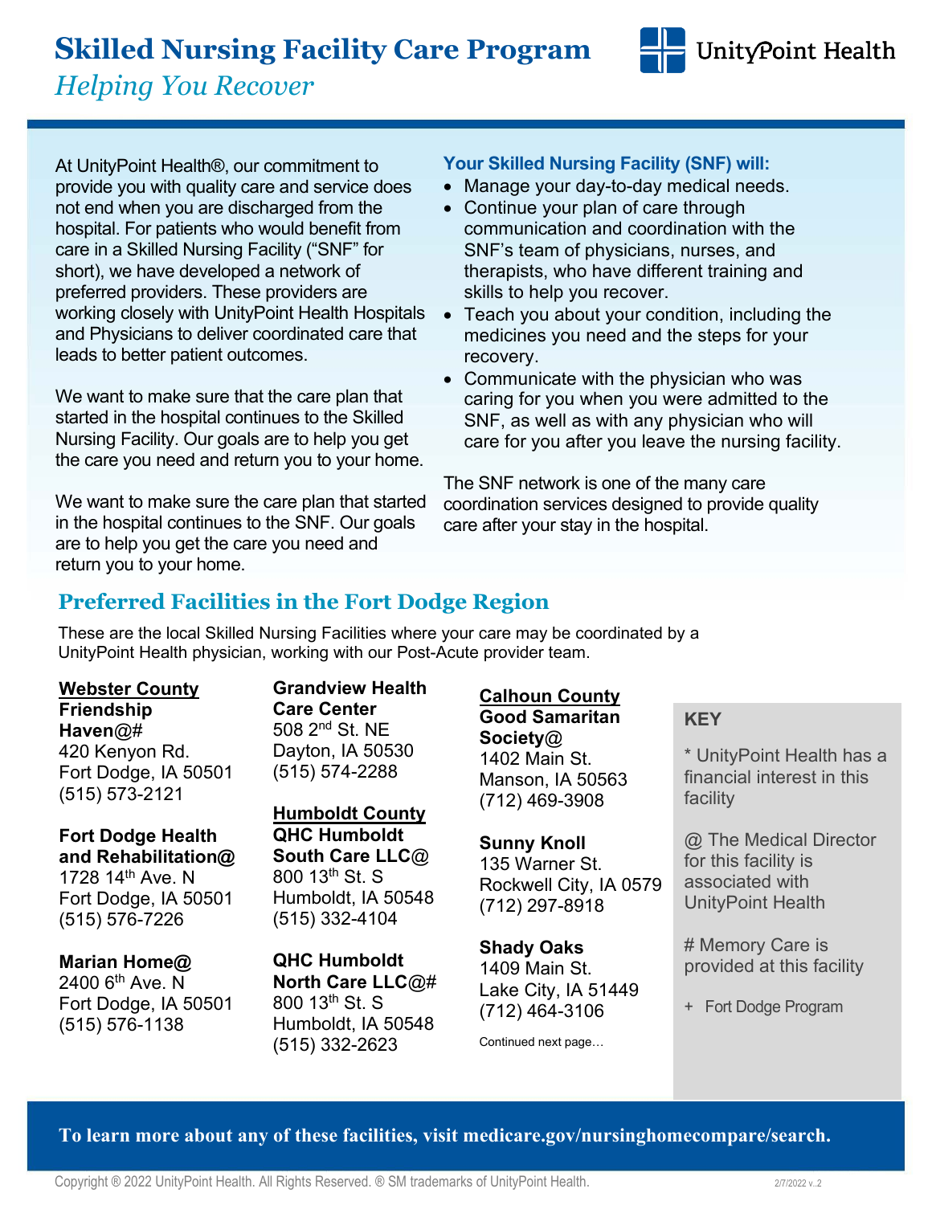// Skill: Page Transcription Pipeline
# Skilled Nursing Facility Care Program

*Helping You Recover*

UnityPoint Health

At UnityPoint Health®, our commitment to provide you with quality care and service does not end when you are discharged from the hospital. For patients who would benefit from care in a Skilled Nursing Facility ("SNF" for short), we have developed a network of preferred providers. These providers are working closely with UnityPoint Health Hospitals and Physicians to deliver coordinated care that leads to better patient outcomes.

We want to make sure that the care plan that started in the hospital continues to the Skilled Nursing Facility. Our goals are to help you get the care you need and return you to your home.

We want to make sure the care plan that started in the hospital continues to the SNF. Our goals are to help you get the care you need and return you to your home.

**Your Skilled Nursing Facility (SNF) will:**

- Manage your day-to-day medical needs.
- Continue your plan of care through communication and coordination with the SNF's team of physicians, nurses, and therapists, who have different training and skills to help you recover.
- Teach you about your condition, including the medicines you need and the steps for your recovery.
- Communicate with the physician who was caring for you when you were admitted to the SNF, as well as with any physician who will care for you after you leave the nursing facility.

The SNF network is one of the many care coordination services designed to provide quality care after your stay in the hospital.

## Preferred Facilities in the Fort Dodge Region

These are the local Skilled Nursing Facilities where your care may be coordinated by a UnityPoint Health physician, working with our Post-Acute provider team.

**Webster County**

**Friendship Haven@#**
420 Kenyon Rd.
Fort Dodge, IA 50501
(515) 573-2121

**Fort Dodge Health and Rehabilitation@**
1728 14th Ave. N
Fort Dodge, IA 50501
(515) 576-7226

**Marian Home@**
2400 6th Ave. N
Fort Dodge, IA 50501
(515) 576-1138

**Grandview Health Care Center**
508 2nd St. NE
Dayton, IA 50530
(515) 574-2288

**Humboldt County**

**QHC Humboldt South Care LLC@**
800 13th St. S
Humboldt, IA 50548
(515) 332-4104

**QHC Humboldt North Care LLC@#**
800 13th St. S
Humboldt, IA 50548
(515) 332-2623

**Calhoun County**

**Good Samaritan Society@**
1402 Main St.
Manson, IA 50563
(712) 469-3908

**Sunny Knoll**
135 Warner St.
Rockwell City, IA 0579
(712) 297-8918

**Shady Oaks**
1409 Main St.
Lake City, IA 51449
(712) 464-3106

Continued next page…

**KEY**

* UnityPoint Health has a financial interest in this facility

@ The Medical Director for this facility is associated with UnityPoint Health

# Memory Care is provided at this facility

+ Fort Dodge Program

**To learn more about any of these facilities, visit medicare.gov/nursinghomecompare/search.**

Copyright ® 2022 UnityPoint Health. All Rights Reserved. ® SM trademarks of UnityPoint Health.

2/7/2022 v..2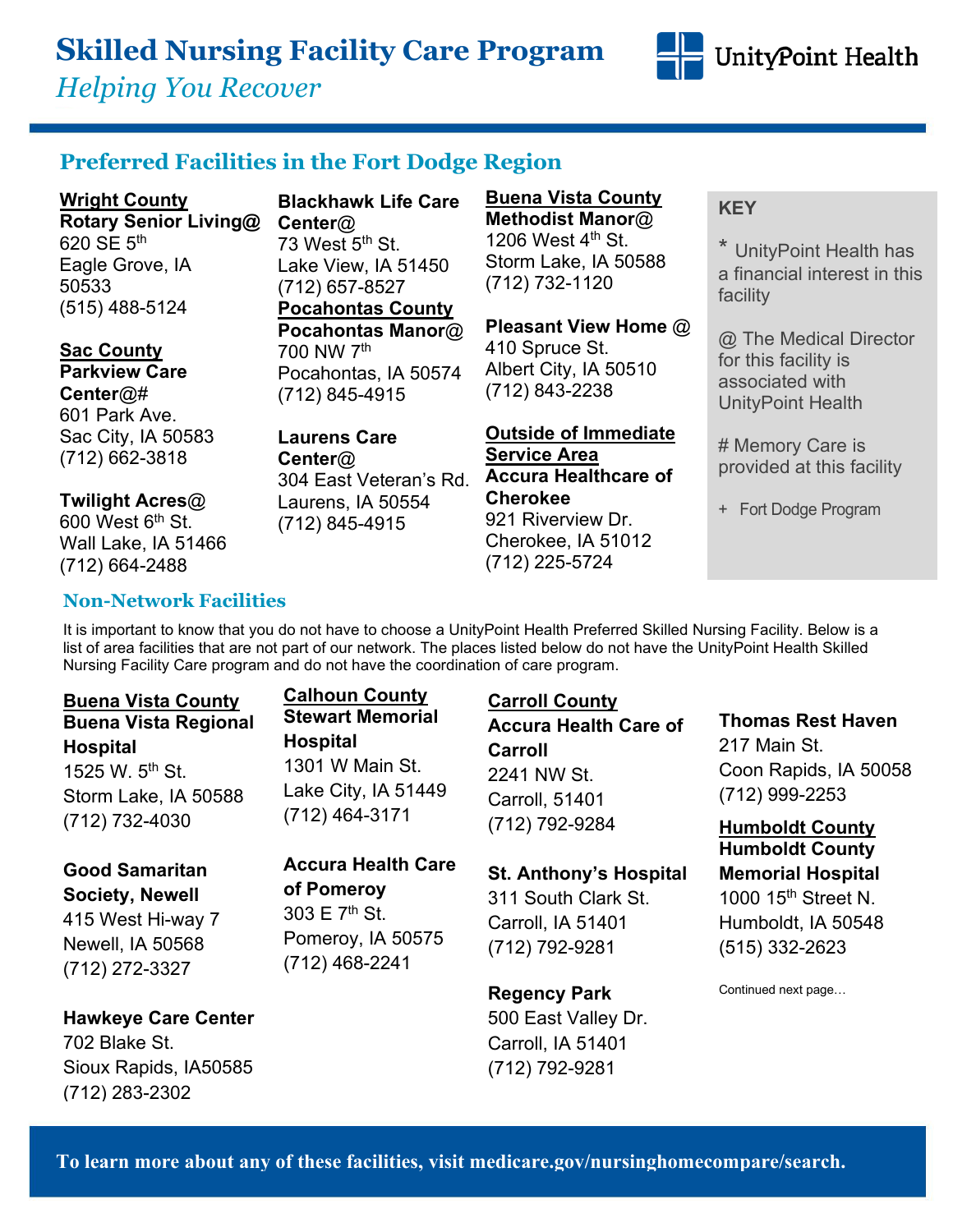# Skilled Nursing Facility Care Program

*Helping You Recover*

UnityPoint Health

## Preferred Facilities in the Fort Dodge Region

**Wright County**
**Rotary Senior Living@**
620 SE 5th
Eagle Grove, IA 50533
(515) 488-5124

**Sac County**
**Parkview Care Center@#**
601 Park Ave.
Sac City, IA 50583
(712) 662-3818

**Twilight Acres@**
600 West 6th St.
Wall Lake, IA 51466
(712) 664-2488

**Blackhawk Life Care Center@**
73 West 5th St.
Lake View, IA 51450
(712) 657-8527

**Pocahontas County**
**Pocahontas Manor@**
700 NW 7th
Pocahontas, IA 50574
(712) 845-4915

**Laurens Care Center@**
304 East Veteran's Rd.
Laurens, IA 50554
(712) 845-4915

**Buena Vista County**
**Methodist Manor@**
1206 West 4th St.
Storm Lake, IA 50588
(712) 732-1120

**Pleasant View Home @**
410 Spruce St.
Albert City, IA 50510
(712) 843-2238

**Outside of Immediate Service Area**
**Accura Healthcare of Cherokee**
921 Riverview Dr.
Cherokee, IA 51012
(712) 225-5724

**KEY**

\* UnityPoint Health has a financial interest in this facility

@ The Medical Director for this facility is associated with UnityPoint Health

\# Memory Care is provided at this facility

\+ Fort Dodge Program

## Non-Network Facilities

It is important to know that you do not have to choose a UnityPoint Health Preferred Skilled Nursing Facility. Below is a list of area facilities that are not part of our network. The places listed below do not have the UnityPoint Health Skilled Nursing Facility Care program and do not have the coordination of care program.

**Buena Vista County**
**Buena Vista Regional Hospital**
1525 W. 5th St.
Storm Lake, IA 50588
(712) 732-4030

**Good Samaritan Society, Newell**
415 West Hi-way 7
Newell, IA 50568
(712) 272-3327

**Hawkeye Care Center**
702 Blake St.
Sioux Rapids, IA50585
(712) 283-2302

**Calhoun County**
**Stewart Memorial Hospital**
1301 W Main St.
Lake City, IA 51449
(712) 464-3171

**Accura Health Care of Pomeroy**
303 E 7th St.
Pomeroy, IA 50575
(712) 468-2241

**Carroll County**
**Accura Health Care of Carroll**
2241 NW St.
Carroll, 51401
(712) 792-9284

**St. Anthony's Hospital**
311 South Clark St.
Carroll, IA 51401
(712) 792-9281

**Regency Park**
500 East Valley Dr.
Carroll, IA 51401
(712) 792-9281

**Thomas Rest Haven**
217 Main St.
Coon Rapids, IA 50058
(712) 999-2253

**Humboldt County**
**Humboldt County Memorial Hospital**
1000 15th Street N.
Humboldt, IA 50548
(515) 332-2623

Continued next page…

**To learn more about any of these facilities, visit medicare.gov/nursinghomecompare/search.**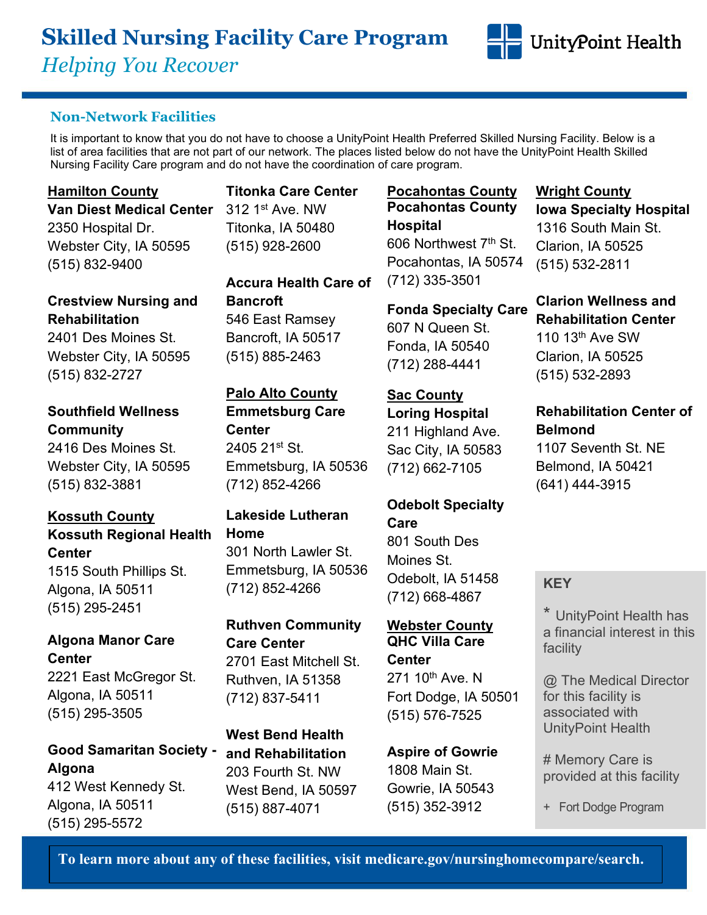# Skilled Nursing Facility Care Program

*Helping You Recover*

UnityPoint Health

## Non-Network Facilities

It is important to know that you do not have to choose a UnityPoint Health Preferred Skilled Nursing Facility. Below is a list of area facilities that are not part of our network. The places listed below do not have the UnityPoint Health Skilled Nursing Facility Care program and do not have the coordination of care program.

### Hamilton County

**Van Diest Medical Center**
2350 Hospital Dr.
Webster City, IA 50595
(515) 832-9400

**Crestview Nursing and Rehabilitation**
2401 Des Moines St.
Webster City, IA 50595
(515) 832-2727

**Southfield Wellness Community**
2416 Des Moines St.
Webster City, IA 50595
(515) 832-3881

### Kossuth County

**Kossuth Regional Health Center**
1515 South Phillips St.
Algona, IA 50511
(515) 295-2451

**Algona Manor Care Center**
2221 East McGregor St.
Algona, IA 50511
(515) 295-3505

**Good Samaritan Society - Algona**
412 West Kennedy St.
Algona, IA 50511
(515) 295-5572

**Titonka Care Center**
312 1st Ave. NW
Titonka, IA 50480
(515) 928-2600

**Accura Health Care of Bancroft**
546 East Ramsey
Bancroft, IA 50517
(515) 885-2463

### Palo Alto County

**Emmetsburg Care Center**
2405 21st St.
Emmetsburg, IA 50536
(712) 852-4266

**Lakeside Lutheran Home**
301 North Lawler St.
Emmetsburg, IA 50536
(712) 852-4266

**Ruthven Community Care Center**
2701 East Mitchell St.
Ruthven, IA 51358
(712) 837-5411

**West Bend Health and Rehabilitation**
203 Fourth St. NW
West Bend, IA 50597
(515) 887-4071

### Pocahontas County

**Pocahontas County Hospital**
606 Northwest 7th St.
Pocahontas, IA 50574
(712) 335-3501

**Fonda Specialty Care**
607 N Queen St.
Fonda, IA 50540
(712) 288-4441

### Sac County

**Loring Hospital**
211 Highland Ave.
Sac City, IA 50583
(712) 662-7105

**Odebolt Specialty Care**
801 South Des Moines St.
Odebolt, IA 51458
(712) 668-4867

### Webster County

**QHC Villa Care Center**
271 10th Ave. N
Fort Dodge, IA 50501
(515) 576-7525

**Aspire of Gowrie**
1808 Main St.
Gowrie, IA 50543
(515) 352-3912

### Wright County

**Iowa Specialty Hospital**
1316 South Main St.
Clarion, IA 50525
(515) 532-2811

**Clarion Wellness and Rehabilitation Center**
110 13th Ave SW
Clarion, IA 50525
(515) 532-2893

**Rehabilitation Center of Belmond**
1107 Seventh St. NE
Belmond, IA 50421
(641) 444-3915

**KEY**

- * UnityPoint Health has a financial interest in this facility
- @ The Medical Director for this facility is associated with UnityPoint Health
- # Memory Care is provided at this facility
- + Fort Dodge Program

**To learn more about any of these facilities, visit medicare.gov/nursinghomecompare/search.**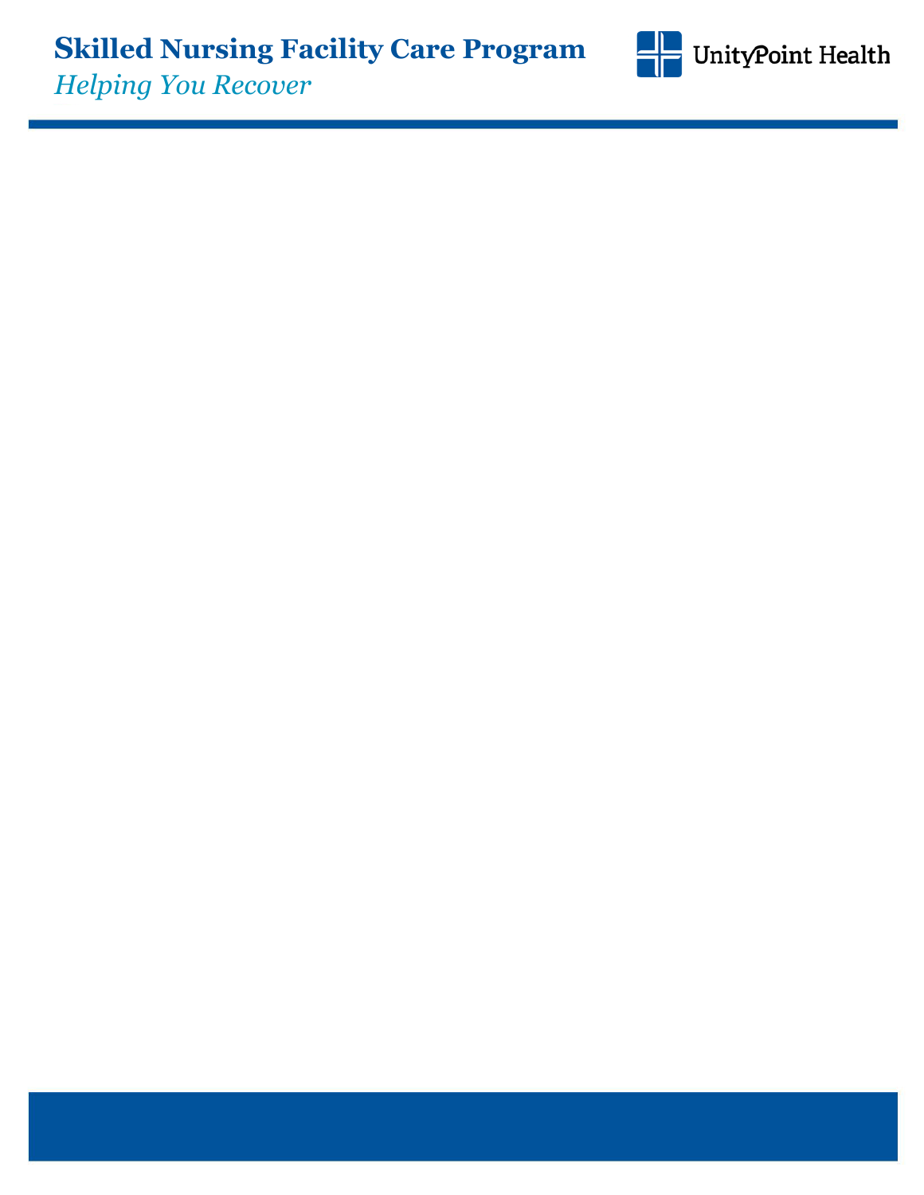# Skilled Nursing Facility Care Program

*Helping You Recover*

UnityPoint Health